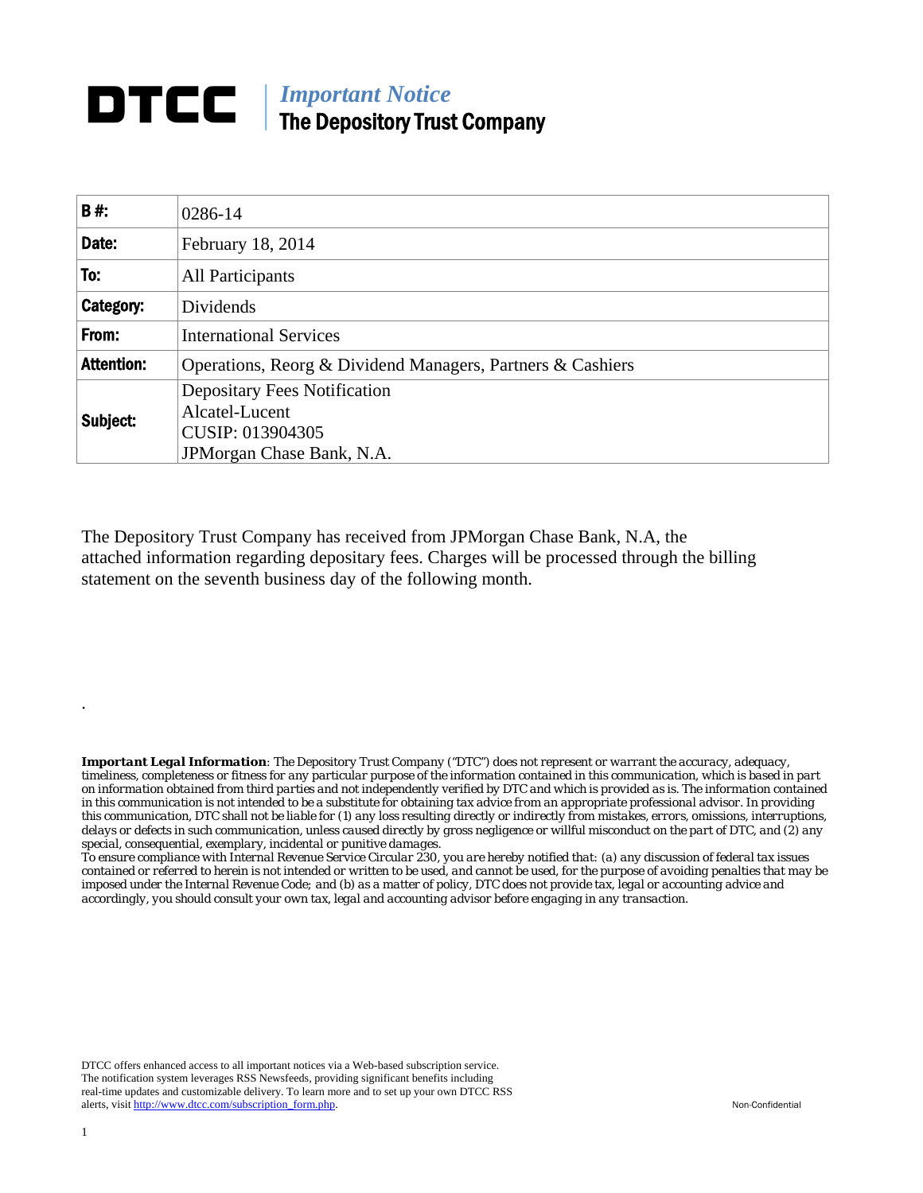# DTCC | *Important Notice* The Depository Trust Company

| B #: | 0286-14 |
|---|---|
| Date: | February 18, 2014 |
| To: | All Participants |
| Category: | Dividends |
| From: | International Services |
| Attention: | Operations, Reorg & Dividend Managers, Partners & Cashiers |
| Subject: | Depositary Fees Notification<br>Alcatel-Lucent<br>CUSIP: 013904305<br>JPMorgan Chase Bank, N.A. |

The Depository Trust Company has received from JPMorgan Chase Bank, N.A, the attached information regarding depositary fees. Charges will be processed through the billing statement on the seventh business day of the following month.

.

***Important Legal Information**: The Depository Trust Company ("DTC") does not represent or warrant the accuracy, adequacy, timeliness, completeness or fitness for any particular purpose of the information contained in this communication, which is based in part on information obtained from third parties and not independently verified by DTC and which is provided as is. The information contained in this communication is not intended to be a substitute for obtaining tax advice from an appropriate professional advisor. In providing this communication, DTC shall not be liable for (1) any loss resulting directly or indirectly from mistakes, errors, omissions, interruptions, delays or defects in such communication, unless caused directly by gross negligence or willful misconduct on the part of DTC, and (2) any special, consequential, exemplary, incidental or punitive damages.*

*To ensure compliance with Internal Revenue Service Circular 230, you are hereby notified that: (a) any discussion of federal tax issues contained or referred to herein is not intended or written to be used, and cannot be used, for the purpose of avoiding penalties that may be imposed under the Internal Revenue Code; and (b) as a matter of policy, DTC does not provide tax, legal or accounting advice and accordingly, you should consult your own tax, legal and accounting advisor before engaging in any transaction.*

DTCC offers enhanced access to all important notices via a Web-based subscription service. The notification system leverages RSS Newsfeeds, providing significant benefits including real-time updates and customizable delivery. To learn more and to set up your own DTCC RSS alerts, visit http://www.dtcc.com/subscription_form.php.

Non-Confidential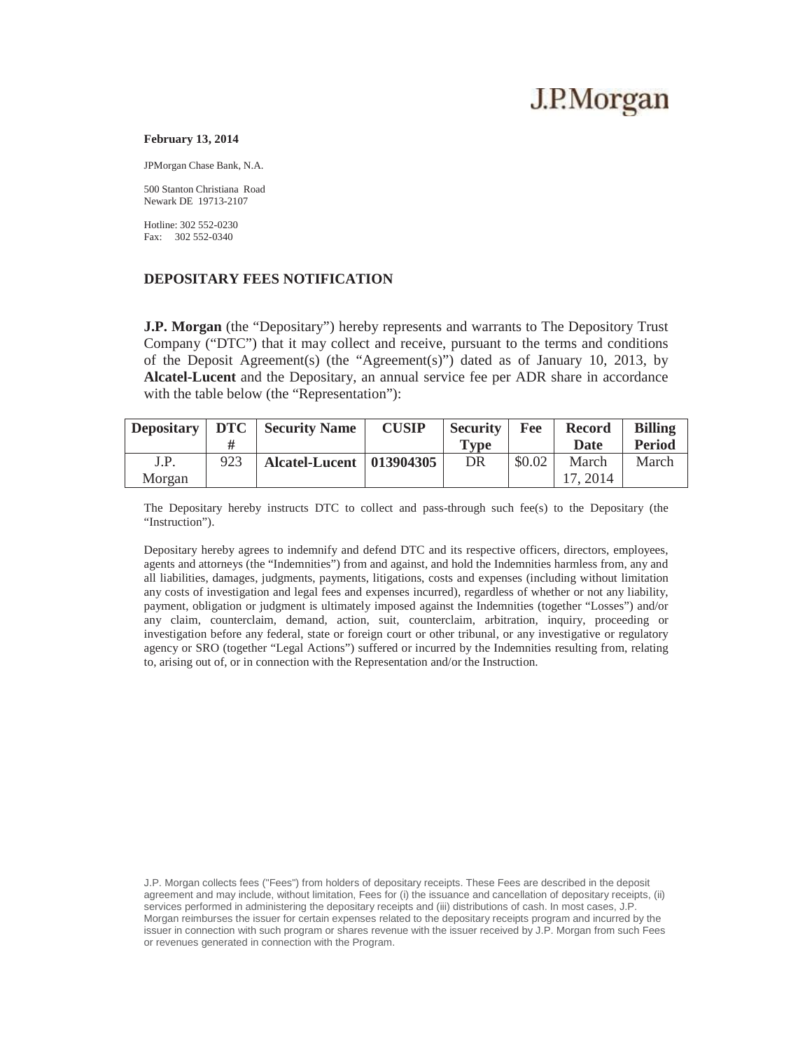J.P.Morgan

**February 13, 2014**

JPMorgan Chase Bank, N.A.

500 Stanton Christiana Road
Newark DE 19713-2107

Hotline: 302 552-0230
Fax: 302 552-0340

## DEPOSITARY FEES NOTIFICATION

**J.P. Morgan** (the "Depositary") hereby represents and warrants to The Depository Trust Company ("DTC") that it may collect and receive, pursuant to the terms and conditions of the Deposit Agreement(s) (the "Agreement(s)") dated as of January 10, 2013, by **Alcatel-Lucent** and the Depositary, an annual service fee per ADR share in accordance with the table below (the "Representation"):

| Depositary | DTC # | Security Name | CUSIP | Security Type | Fee | Record Date | Billing Period |
|---|---|---|---|---|---|---|---|
| J.P. Morgan | 923 | **Alcatel-Lucent** | **013904305** | DR | $0.02 | March 17, 2014 | March |

The Depositary hereby instructs DTC to collect and pass-through such fee(s) to the Depositary (the "Instruction").

Depositary hereby agrees to indemnify and defend DTC and its respective officers, directors, employees, agents and attorneys (the "Indemnities") from and against, and hold the Indemnities harmless from, any and all liabilities, damages, judgments, payments, litigations, costs and expenses (including without limitation any costs of investigation and legal fees and expenses incurred), regardless of whether or not any liability, payment, obligation or judgment is ultimately imposed against the Indemnities (together "Losses") and/or any claim, counterclaim, demand, action, suit, counterclaim, arbitration, inquiry, proceeding or investigation before any federal, state or foreign court or other tribunal, or any investigative or regulatory agency or SRO (together "Legal Actions") suffered or incurred by the Indemnities resulting from, relating to, arising out of, or in connection with the Representation and/or the Instruction.

J.P. Morgan collects fees ("Fees") from holders of depositary receipts. These Fees are described in the deposit agreement and may include, without limitation, Fees for (i) the issuance and cancellation of depositary receipts, (ii) services performed in administering the depositary receipts and (iii) distributions of cash. In most cases, J.P. Morgan reimburses the issuer for certain expenses related to the depositary receipts program and incurred by the issuer in connection with such program or shares revenue with the issuer received by J.P. Morgan from such Fees or revenues generated in connection with the Program.